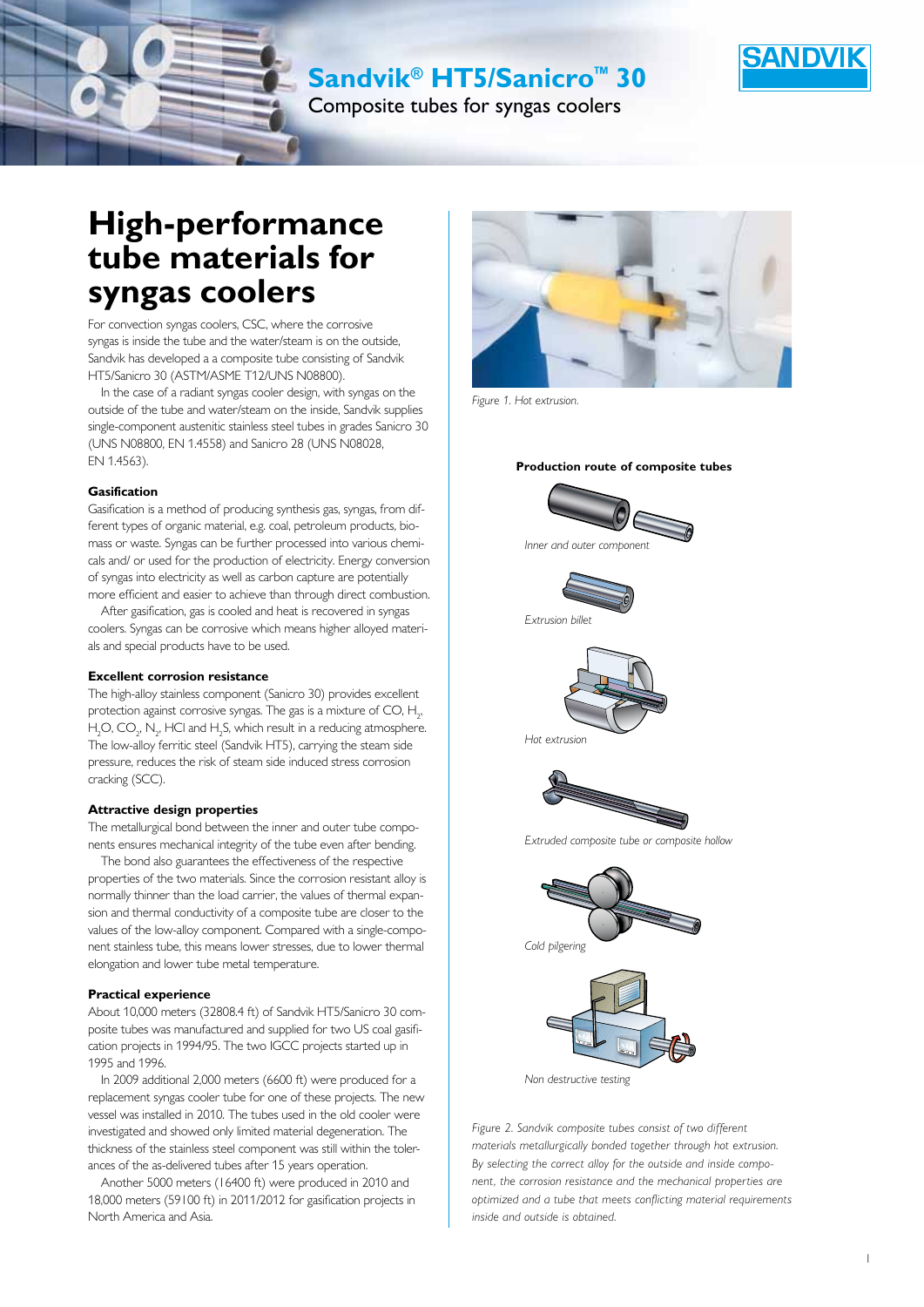# Sandvik® HT5/Sanicro™ 30

Composite tubes for syngas coolers

## High-performance tube materials for syngas coolers

For convection syngas coolers, CSC, where the corrosive syngas is inside the tube and the water/steam is on the outside, Sandvik has developed a a composite tube consisting of Sandvik HT5/Sanicro 30 (ASTM/ASME T12/UNS N08800).

In the case of a radiant syngas cooler design, with syngas on the outside of the tube and water/steam on the inside, Sandvik supplies single-component austenitic stainless steel tubes in grades Sanicro 30 (UNS N08800, EN 1.4558) and Sanicro 28 (UNS N08028, EN 1.4563).

### Gasification

Gasification is a method of producing synthesis gas, syngas, from different types of organic material, e.g. coal, petroleum products, biomass or waste. Syngas can be further processed into various chemicals and/ or used for the production of electricity. Energy conversion of syngas into electricity as well as carbon capture are potentially more efficient and easier to achieve than through direct combustion.

After gasification, gas is cooled and heat is recovered in syngas coolers. Syngas can be corrosive which means higher alloyed materials and special products have to be used.

### Excellent corrosion resistance

The high-alloy stainless component (Sanicro 30) provides excellent protection against corrosive syngas. The gas is a mixture of CO, $H_2$, $H_2O$, $CO_2$, $N_2$, HCl and $H_2S$, which result in a reducing atmosphere. The low-alloy ferritic steel (Sandvik HT5), carrying the steam side pressure, reduces the risk of steam side induced stress corrosion cracking (SCC).

### Attractive design properties

The metallurgical bond between the inner and outer tube components ensures mechanical integrity of the tube even after bending.

The bond also guarantees the effectiveness of the respective properties of the two materials. Since the corrosion resistant alloy is normally thinner than the load carrier, the values of thermal expansion and thermal conductivity of a composite tube are closer to the values of the low-alloy component. Compared with a single-component stainless tube, this means lower stresses, due to lower thermal elongation and lower tube metal temperature.

### Practical experience

About 10,000 meters (32808.4 ft) of Sandvik HT5/Sanicro 30 composite tubes was manufactured and supplied for two US coal gasification projects in 1994/95. The two IGCC projects started up in 1995 and 1996.

In 2009 additional 2,000 meters (6600 ft) were produced for a replacement syngas cooler tube for one of these projects. The new vessel was installed in 2010. The tubes used in the old cooler were investigated and showed only limited material degeneration. The thickness of the stainless steel component was still within the tolerances of the as-delivered tubes after 15 years operation.

Another 5000 meters (16400 ft) were produced in 2010 and 18,000 meters (59100 ft) in 2011/2012 for gasification projects in North America and Asia.

*Figure 1. Hot extrusion.*

**Production route of composite tubes**

*Inner and outer component*

*Extrusion billet*

*Hot extrusion*

*Extruded composite tube or composite hollow*

*Cold pilgering*

*Non destructive testing*

*Figure 2. Sandvik composite tubes consist of two different materials metallurgically bonded together through hot extrusion. By selecting the correct alloy for the outside and inside component, the corrosion resistance and the mechanical properties are optimized and a tube that meets conflicting material requirements inside and outside is obtained.*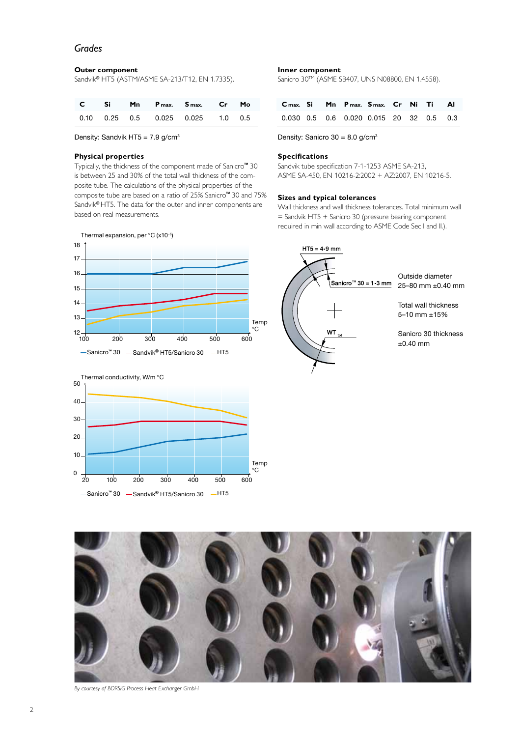## Grades

### Outer component

Sandvik® HT5 (ASTM/ASME SA-213/T12, EN 1.7335).

| C | Si | Mn | P max. | S max. | Cr | Mo |
|---|---|---|---|---|---|---|
| 0.10 | 0.25 | 0.5 | 0.025 | 0.025 | 1.0 | 0.5 |

Density: Sandvik HT5 = 7.9 g/cm³

### Inner component

Sanicro 30™ (ASME SB407, UNS N08800, EN 1.4558).

| C max. | Si | Mn | P max. | S max. | Cr | Ni | Ti | Al |
|---|---|---|---|---|---|---|---|---|
| 0.030 | 0.5 | 0.6 | 0.020 | 0.015 | 20 | 32 | 0.5 | 0.3 |

Density: Sanicro 30 = 8.0 g/cm³

### Physical properties

Typically, the thickness of the component made of Sanicro™ 30 is between 25 and 30% of the total wall thickness of the composite tube. The calculations of the physical properties of the composite tube are based on a ratio of 25% Sanicro™ 30 and 75% Sandvik® HT5. The data for the outer and inner components are based on real measurements.

Thermal expansion, per °C (x10⁻⁶)

Legend: Sanicro™ 30 — Sandvik® HT5/Sanicro 30 — HT5 (Temp °C)

Thermal conductivity, W/m °C

Legend: Sanicro™ 30 — Sandvik® HT5/Sanicro 30 — HT5 (Temp °C)

### Specifications

Sandvik tube specification 7-1-1253 ASME SA-213, ASME SA-450, EN 10216-2:2002 + AZ:2007, EN 10216-5.

### Sizes and typical tolerances

Wall thickness and wall thickness tolerances. Total minimum wall = Sandvik HT5 + Sanicro 30 (pressure bearing component required in min wall according to ASME Code Sec I and II.).

HT5 = 4-9 mm

Sanicro™ 30 = 1-3 mm

$WT_{tot}$

Outside diameter
25–80 mm ±0.40 mm

Total wall thickness
5–10 mm ±15%

Sanicro 30 thickness
±0.40 mm

*By courtesy of BORSIG Process Heat Exchanger GmbH*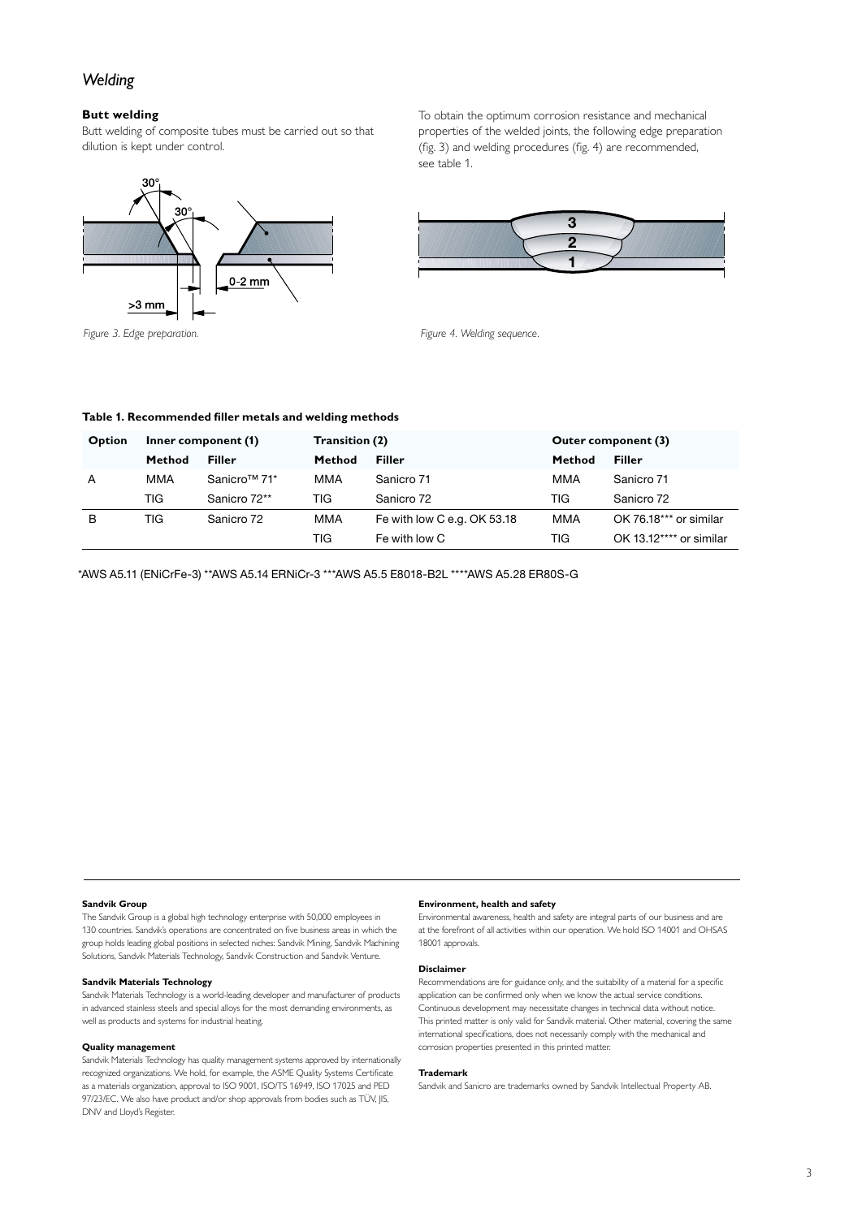# *Welding*

### Butt welding

Butt welding of composite tubes must be carried out so that dilution is kept under control.

To obtain the optimum corrosion resistance and mechanical properties of the welded joints, the following edge preparation (fig. 3) and welding procedures (fig. 4) are recommended, see table 1.

*Figure 3. Edge preparation.*

*Figure 4. Welding sequence.*

**Table 1. Recommended filler metals and welding methods**

| Option | Inner component (1) | | Transition (2) | | Outer component (3) | |
|---|---|---|---|---|---|---|
| | **Method** | **Filler** | **Method** | **Filler** | **Method** | **Filler** |
| A | MMA | Sanicro™ 71* | MMA | Sanicro 71 | MMA | Sanicro 71 |
| | TIG | Sanicro 72** | TIG | Sanicro 72 | TIG | Sanicro 72 |
| B | TIG | Sanicro 72 | MMA | Fe with low C e.g. OK 53.18 | MMA | OK 76.18*** or similar |
| | | | TIG | Fe with low C | TIG | OK 13.12**** or similar |

*AWS A5.11 (ENiCrFe-3) **AWS A5.14 ERNiCr-3 ***AWS A5.5 E8018-B2L ****AWS A5.28 ER80S-G

#### Sandvik Group

The Sandvik Group is a global high technology enterprise with 50,000 employees in 130 countries. Sandvik's operations are concentrated on five business areas in which the group holds leading global positions in selected niches: Sandvik Mining, Sandvik Machining Solutions, Sandvik Materials Technology, Sandvik Construction and Sandvik Venture.

#### Sandvik Materials Technology

Sandvik Materials Technology is a world-leading developer and manufacturer of products in advanced stainless steels and special alloys for the most demanding environments, as well as products and systems for industrial heating.

#### Quality management

Sandvik Materials Technology has quality management systems approved by internationally recognized organizations. We hold, for example, the ASME Quality Systems Certificate as a materials organization, approval to ISO 9001, ISO/TS 16949, ISO 17025 and PED 97/23/EC. We also have product and/or shop approvals from bodies such as TÜV, JIS, DNV and Lloyd's Register.

#### Environment, health and safety

Environmental awareness, health and safety are integral parts of our business and are at the forefront of all activities within our operation. We hold ISO 14001 and OHSAS 18001 approvals.

#### Disclaimer

Recommendations are for guidance only, and the suitability of a material for a specific application can be confirmed only when we know the actual service conditions. Continuous development may necessitate changes in technical data without notice. This printed matter is only valid for Sandvik material. Other material, covering the same international specifications, does not necessarily comply with the mechanical and corrosion properties presented in this printed matter.

#### Trademark

Sandvik and Sanicro are trademarks owned by Sandvik Intellectual Property AB.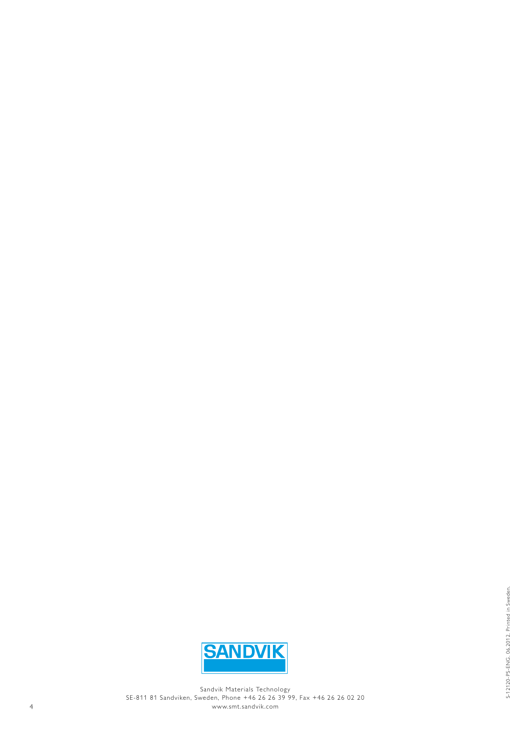SANDVIK

Sandvik Materials Technology
SE-811 81 Sandviken, Sweden, Phone +46 26 26 39 99, Fax +46 26 26 02 20
www.smt.sandvik.com

S-12120-PS-ENG. 06.2012. Printed in Sweden.